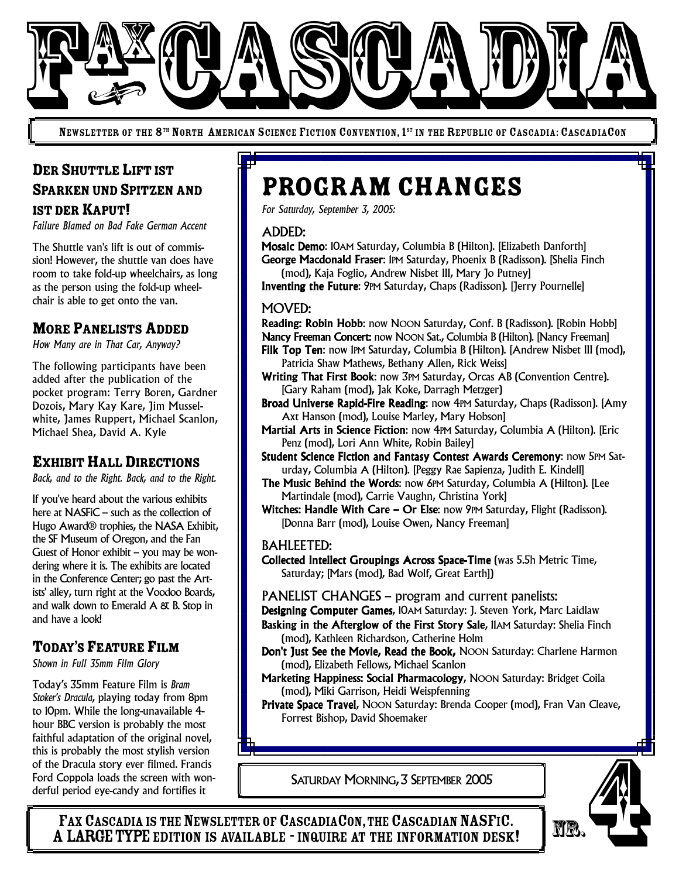# FAX CASCADIA

NEWSLETTER OF THE 8TH NORTH AMERICAN SCIENCE FICTION CONVENTION, 1ST IN THE REPUBLIC OF CASCADIA: CASCADIACON

## Der Shuttle Lift ist Sparken und Spitzen and ist der Kaput!

*Failure Blamed on Bad Fake German Accent*

The Shuttle van's lift is out of commission! However, the shuttle van does have room to take fold-up wheelchairs, as long as the person using the fold-up wheelchair is able to get onto the van.

## More Panelists Added

*How Many are in That Car, Anyway?*

The following participants have been added after the publication of the pocket program: Terry Boren, Gardner Dozois, Mary Kay Kare, Jim Musselwhite, James Ruppert, Michael Scanlon, Michael Shea, David A. Kyle

## Exhibit Hall Directions

*Back, and to the Right. Back, and to the Right.*

If you've heard about the various exhibits here at NASFiC – such as the collection of Hugo Award® trophies, the NASA Exhibit, the SF Museum of Oregon, and the Fan Guest of Honor exhibit – you may be wondering where it is. The exhibits are located in the Conference Center; go past the Artists' alley, turn right at the Voodoo Boards, and walk down to Emerald A & B. Stop in and have a look!

## Today's Feature Film

*Shown in Full 35mm Film Glory*

Today's 35mm Feature Film is *Bram Stoker's Dracula*, playing today from 8pm to 10pm. While the long-unavailable 4-hour BBC version is probably the most faithful adaptation of the original novel, this is probably the most stylish version of the Dracula story ever filmed. Francis Ford Coppola loads the screen with wonderful period eye-candy and fortifies it

# Program Changes

*For Saturday, September 3, 2005:*

### ADDED:

**Mosaic Demo**: 10AM Saturday, Columbia B (Hilton). [Elizabeth Danforth]

**George Macdonald Fraser**: 1PM Saturday, Phoenix B (Radisson). [Shelia Finch (mod), Kaja Foglio, Andrew Nisbet III, Mary Jo Putney]

**Inventing the Future**: 9PM Saturday, Chaps (Radisson). [Jerry Pournelle]

### MOVED:

**Reading: Robin Hobb**: now NOON Saturday, Conf. B (Radisson). [Robin Hobb]

**Nancy Freeman Concert**: now NOON Sat., Columbia B (Hilton). [Nancy Freeman]

**Filk Top Ten**: now 1PM Saturday, Columbia B (Hilton). [Andrew Nisbet III (mod), Patricia Shaw Mathews, Bethany Allen, Rick Weiss]

**Writing That First Book**: now 3PM Saturday, Orcas AB (Convention Centre). [Gary Raham (mod), Jak Koke, Darragh Metzger]

**Broad Universe Rapid-Fire Reading**: now 4PM Saturday, Chaps (Radisson). [Amy Axt Hanson (mod), Louise Marley, Mary Hobson]

**Martial Arts in Science Fiction**: now 4PM Saturday, Columbia A (Hilton). [Eric Penz (mod), Lori Ann White, Robin Bailey]

**Student Science Fiction and Fantasy Contest Awards Ceremony**: now 5PM Saturday, Columbia A (Hilton). [Peggy Rae Sapienza, Judith E. Kindell]

**The Music Behind the Words**: now 6PM Saturday, Columbia A (Hilton). [Lee Martindale (mod), Carrie Vaughn, Christina York]

**Witches: Handle With Care – Or Else**: now 9PM Saturday, Flight (Radisson). [Donna Barr (mod), Louise Owen, Nancy Freeman]

### BAHLEETED:

**Collected Intellect Groupings Across Space-Time** (was 5.5h Metric Time, Saturday; [Mars (mod), Bad Wolf, Great Earth])

### PANELIST CHANGES – program and current panelists:

**Designing Computer Games**, 10AM Saturday: J. Steven York, Marc Laidlaw

**Basking in the Afterglow of the First Story Sale**, 11AM Saturday: Shelia Finch (mod), Kathleen Richardson, Catherine Holm

**Don't Just See the Movie, Read the Book,** NOON Saturday: Charlene Harmon (mod), Elizabeth Fellows, Michael Scanlon

**Marketing Happiness: Social Pharmacology**, NOON Saturday: Bridget Coila (mod), Miki Garrison, Heidi Weispfenning

**Private Space Travel**, NOON Saturday: Brenda Cooper (mod), Fran Van Cleave, Forrest Bishop, David Shoemaker

SATURDAY MORNING, 3 SEPTEMBER 2005

NR. 4

**FAX CASCADIA IS THE NEWSLETTER OF CASCADIACON, THE CASCADIAN NASFIC. A LARGE TYPE EDITION IS AVAILABLE - INQUIRE AT THE INFORMATION DESK!**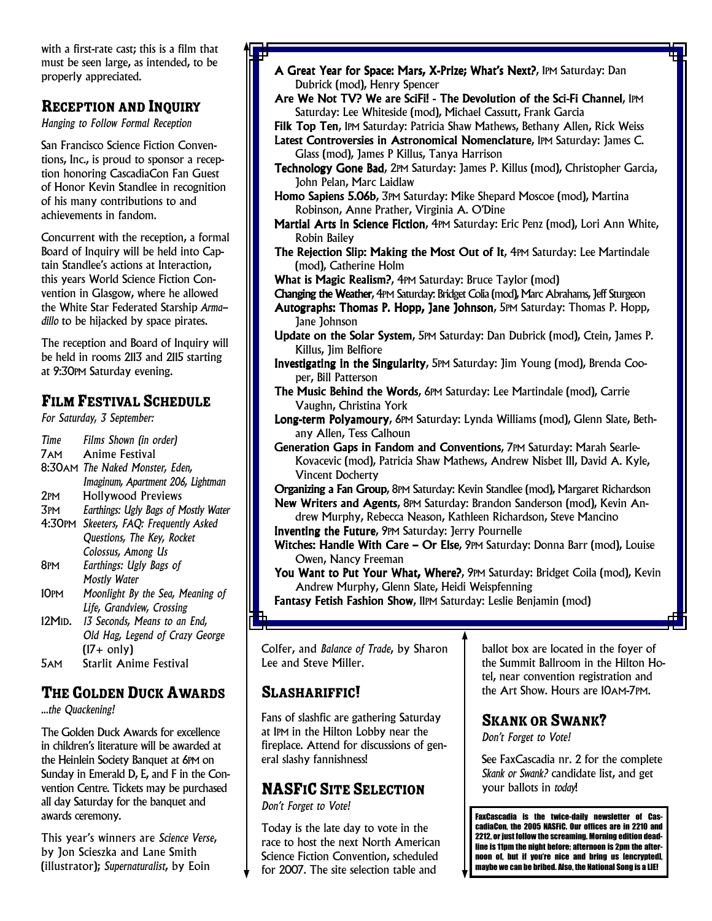with a first-rate cast; this is a film that must be seen large, as intended, to be properly appreciated.

## Reception and Inquiry

*Hanging to Follow Formal Reception*

San Francisco Science Fiction Conventions, Inc., is proud to sponsor a reception honoring CascadiaCon Fan Guest of Honor Kevin Standlee in recognition of his many contributions to and achievements in fandom.

Concurrent with the reception, a formal Board of Inquiry will be held into Captain Standlee's actions at Interaction, this years World Science Fiction Convention in Glasgow, where he allowed the White Star Federated Starship *Armadillo* to be hijacked by space pirates.

The reception and Board of Inquiry will be held in rooms 2113 and 2115 starting at 9:30PM Saturday evening.

## Film Festival Schedule

*For Saturday, 3 September:*

| Time | Films Shown (in order) |
| --- | --- |
| 7AM | Anime Festival |
| 8:30AM | *The Naked Monster, Eden, Imaginum, Apartment 206, Lightman* |
| 2PM | Hollywood Previews |
| 3PM | *Earthings: Ugly Bags of Mostly Water* |
| 4:30PM | *Skeeters, FAQ: Frequently Asked Questions, The Key, Rocket Colossus, Among Us* |
| 8PM | *Earthings: Ugly Bags of Mostly Water* |
| 10PM | *Moonlight By the Sea, Meaning of Life, Grandview, Crossing* |
| 12MID. | *13 Seconds, Means to an End, Old Hag, Legend of Crazy George* (17+ only) |
| 5AM | Starlit Anime Festival |

## The Golden Duck Awards

*...the Quackening!*

The Golden Duck Awards for excellence in children's literature will be awarded at the Heinlein Society Banquet at 6PM on Sunday in Emerald D, E, and F in the Convention Centre. Tickets may be purchased all day Saturday for the banquet and awards ceremony.

This year's winners are *Science Verse*, by Jon Scieszka and Lane Smith (illustrator); *Supernaturalist*, by Eoin Colfer, and *Balance of Trade*, by Sharon Lee and Steve Miller.

**A Great Year for Space: Mars, X-Prize; What's Next?**, 1PM Saturday: Dan Dubrick (mod), Henry Spencer

**Are We Not TV? We are SciFi! - The Devolution of the Sci-Fi Channel**, 1PM Saturday: Lee Whiteside (mod), Michael Cassutt, Frank Garcia

**Filk Top Ten**, 1PM Saturday: Patricia Shaw Mathews, Bethany Allen, Rick Weiss

**Latest Controversies in Astronomical Nomenclature**, 1PM Saturday: James C. Glass (mod), James P Killus, Tanya Harrison

**Technology Gone Bad**, 2PM Saturday: James P. Killus (mod), Christopher Garcia, John Pelan, Marc Laidlaw

**Homo Sapiens 5.06b**, 3PM Saturday: Mike Shepard Moscoe (mod), Martina Robinson, Anne Prather, Virginia A. O'Dine

**Martial Arts in Science Fiction**, 4PM Saturday: Eric Penz (mod), Lori Ann White, Robin Bailey

**The Rejection Slip: Making the Most Out of It**, 4PM Saturday: Lee Martindale (mod), Catherine Holm

**What is Magic Realism?**, 4PM Saturday: Bruce Taylor (mod)

**Changing the Weather**, 4PM Saturday: Bridget Colia (mod), Marc Abrahams, Jeff Sturgeon

**Autographs: Thomas P. Hopp, Jane Johnson**, 5PM Saturday: Thomas P. Hopp, Jane Johnson

**Update on the Solar System**, 5PM Saturday: Dan Dubrick (mod), Ctein, James P. Killus, Jim Belfiore

**Investigating in the Singularity**, 5PM Saturday: Jim Young (mod), Brenda Cooper, Bill Patterson

**The Music Behind the Words**, 6PM Saturday: Lee Martindale (mod), Carrie Vaughn, Christina York

**Long-term Polyamoury**, 6PM Saturday: Lynda Williams (mod), Glenn Slate, Bethany Allen, Tess Calhoun

**Generation Gaps in Fandom and Conventions**, 7PM Saturday: Marah Searle-Kovacevic (mod), Patricia Shaw Mathews, Andrew Nisbet III, David A. Kyle, Vincent Docherty

**Organizing a Fan Group**, 8PM Saturday: Kevin Standlee (mod), Margaret Richardson

**New Writers and Agents**, 8PM Saturday: Brandon Sanderson (mod), Kevin Andrew Murphy, Rebecca Neason, Kathleen Richardson, Steve Mancino

**Inventing the Future**, 9PM Saturday: Jerry Pournelle

**Witches: Handle With Care – Or Else**, 9PM Saturday: Donna Barr (mod), Louise Owen, Nancy Freeman

**You Want to Put Your What, Where?**, 9PM Saturday: Bridget Coila (mod), Kevin Andrew Murphy, Glenn Slate, Heidi Weispfenning

**Fantasy Fetish Fashion Show**, 11PM Saturday: Leslie Benjamin (mod)

## Slashariffic!

Fans of slashfic are gathering Saturday at 1PM in the Hilton Lobby near the fireplace. Attend for discussions of general slashy fannishness!

## NASFiC Site Selection

*Don't Forget to Vote!*

Today is the late day to vote in the race to host the next North American Science Fiction Convention, scheduled for 2007. The site selection table and ballot box are located in the foyer of the Summit Ballroom in the Hilton Hotel, near convention registration and the Art Show. Hours are 10AM-7PM.

## Skank or Swank?

*Don't Forget to Vote!*

See FaxCascadia nr. 2 for the complete *Skank or Swank?* candidate list, and get your ballots in *today*!

**FaxCascadia is the twice-daily newsletter of CascadiaCon, the 2005 NASFiC. Our offices are in 2210 and 2212, or just follow the screaming. Morning edition deadline is 11pm the night before; afternoon is 2pm the afternoon of, but if you're nice and bring us [encrypted], maybe we can be bribed. Also, the National Song is a LIE!**